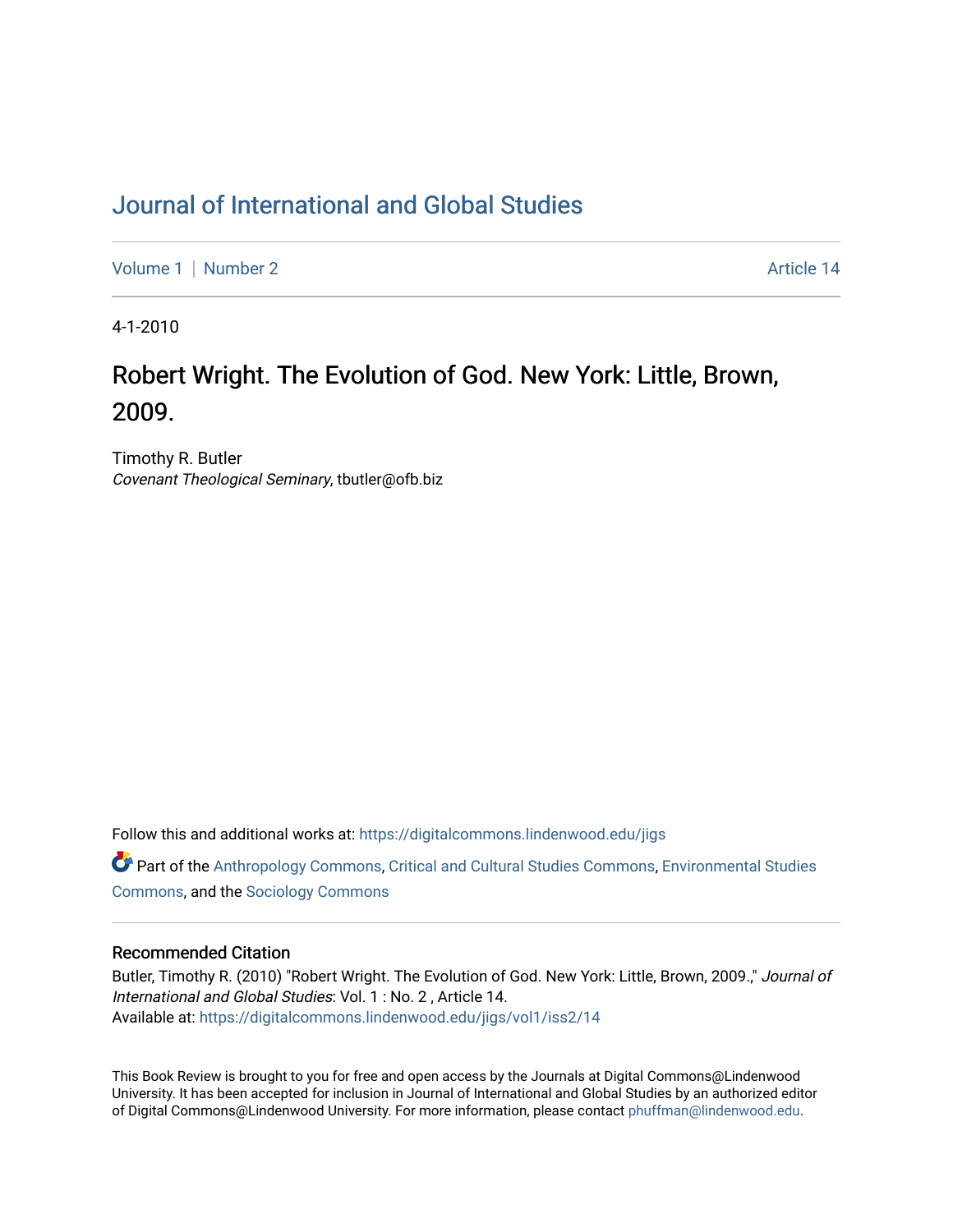# Journal of International and Global Studies

Volume 1 | Number 2 | Article 14

4-1-2010

## Robert Wright. The Evolution of God. New York: Little, Brown, 2009.

Timothy R. Butler
*Covenant Theological Seminary*, tbutler@ofb.biz

Follow this and additional works at: https://digitalcommons.lindenwood.edu/jigs

Part of the Anthropology Commons, Critical and Cultural Studies Commons, Environmental Studies Commons, and the Sociology Commons

### Recommended Citation

Butler, Timothy R. (2010) "Robert Wright. The Evolution of God. New York: Little, Brown, 2009.," *Journal of International and Global Studies*: Vol. 1 : No. 2 , Article 14.
Available at: https://digitalcommons.lindenwood.edu/jigs/vol1/iss2/14

This Book Review is brought to you for free and open access by the Journals at Digital Commons@Lindenwood University. It has been accepted for inclusion in Journal of International and Global Studies by an authorized editor of Digital Commons@Lindenwood University. For more information, please contact phuffman@lindenwood.edu.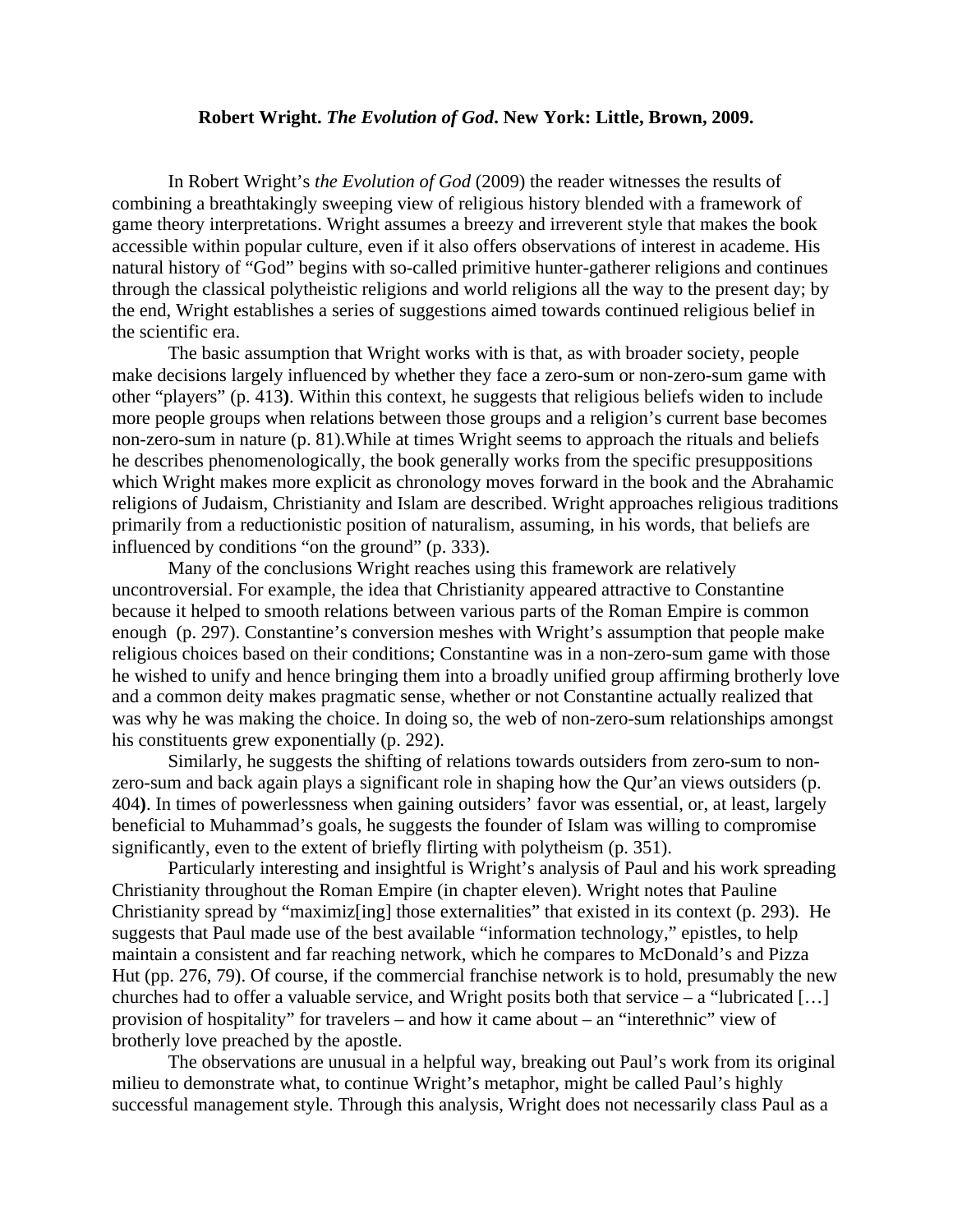**Robert Wright. *The Evolution of God*. New York: Little, Brown, 2009.**

In Robert Wright's *the Evolution of God* (2009) the reader witnesses the results of combining a breathtakingly sweeping view of religious history blended with a framework of game theory interpretations. Wright assumes a breezy and irreverent style that makes the book accessible within popular culture, even if it also offers observations of interest in academe. His natural history of "God" begins with so-called primitive hunter-gatherer religions and continues through the classical polytheistic religions and world religions all the way to the present day; by the end, Wright establishes a series of suggestions aimed towards continued religious belief in the scientific era.

The basic assumption that Wright works with is that, as with broader society, people make decisions largely influenced by whether they face a zero-sum or non-zero-sum game with other "players" (p. 413**)**. Within this context, he suggests that religious beliefs widen to include more people groups when relations between those groups and a religion's current base becomes non-zero-sum in nature (p. 81).While at times Wright seems to approach the rituals and beliefs he describes phenomenologically, the book generally works from the specific presuppositions which Wright makes more explicit as chronology moves forward in the book and the Abrahamic religions of Judaism, Christianity and Islam are described. Wright approaches religious traditions primarily from a reductionistic position of naturalism, assuming, in his words, that beliefs are influenced by conditions "on the ground" (p. 333).

Many of the conclusions Wright reaches using this framework are relatively uncontroversial. For example, the idea that Christianity appeared attractive to Constantine because it helped to smooth relations between various parts of the Roman Empire is common enough (p. 297). Constantine's conversion meshes with Wright's assumption that people make religious choices based on their conditions; Constantine was in a non-zero-sum game with those he wished to unify and hence bringing them into a broadly unified group affirming brotherly love and a common deity makes pragmatic sense, whether or not Constantine actually realized that was why he was making the choice. In doing so, the web of non-zero-sum relationships amongst his constituents grew exponentially (p. 292).

Similarly, he suggests the shifting of relations towards outsiders from zero-sum to non-zero-sum and back again plays a significant role in shaping how the Qur'an views outsiders (p. 404**)**. In times of powerlessness when gaining outsiders' favor was essential, or, at least, largely beneficial to Muhammad's goals, he suggests the founder of Islam was willing to compromise significantly, even to the extent of briefly flirting with polytheism (p. 351).

Particularly interesting and insightful is Wright's analysis of Paul and his work spreading Christianity throughout the Roman Empire (in chapter eleven). Wright notes that Pauline Christianity spread by "maximiz[ing] those externalities" that existed in its context (p. 293). He suggests that Paul made use of the best available "information technology," epistles, to help maintain a consistent and far reaching network, which he compares to McDonald's and Pizza Hut (pp. 276, 79). Of course, if the commercial franchise network is to hold, presumably the new churches had to offer a valuable service, and Wright posits both that service – a "lubricated […] provision of hospitality" for travelers – and how it came about – an "interethnic" view of brotherly love preached by the apostle.

The observations are unusual in a helpful way, breaking out Paul's work from its original milieu to demonstrate what, to continue Wright's metaphor, might be called Paul's highly successful management style. Through this analysis, Wright does not necessarily class Paul as a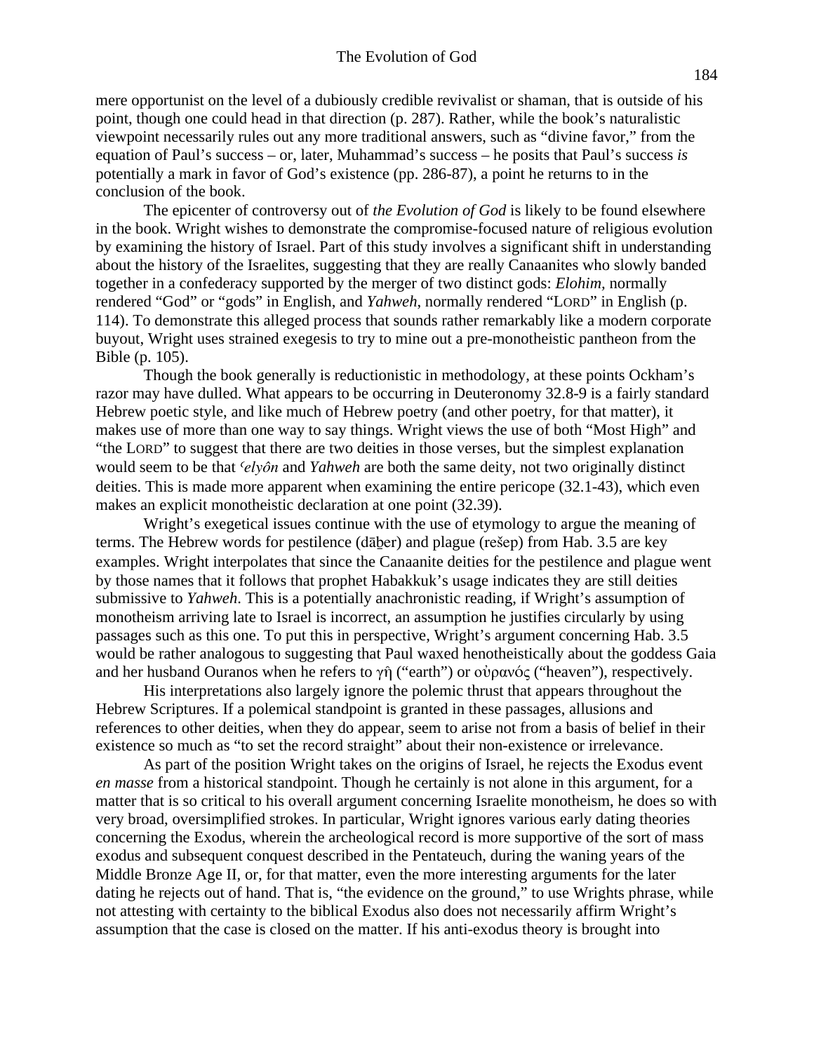mere opportunist on the level of a dubiously credible revivalist or shaman, that is outside of his point, though one could head in that direction (p. 287). Rather, while the book's naturalistic viewpoint necessarily rules out any more traditional answers, such as "divine favor," from the equation of Paul's success – or, later, Muhammad's success – he posits that Paul's success *is* potentially a mark in favor of God's existence (pp. 286-87), a point he returns to in the conclusion of the book.

The epicenter of controversy out of *the Evolution of God* is likely to be found elsewhere in the book. Wright wishes to demonstrate the compromise-focused nature of religious evolution by examining the history of Israel. Part of this study involves a significant shift in understanding about the history of the Israelites, suggesting that they are really Canaanites who slowly banded together in a confederacy supported by the merger of two distinct gods: *Elohim,* normally rendered "God" or "gods" in English, and *Yahweh*, normally rendered "LORD" in English (p. 114). To demonstrate this alleged process that sounds rather remarkably like a modern corporate buyout, Wright uses strained exegesis to try to mine out a pre-monotheistic pantheon from the Bible (p. 105).

Though the book generally is reductionistic in methodology, at these points Ockham's razor may have dulled. What appears to be occurring in Deuteronomy 32.8-9 is a fairly standard Hebrew poetic style, and like much of Hebrew poetry (and other poetry, for that matter), it makes use of more than one way to say things. Wright views the use of both "Most High" and "the LORD" to suggest that there are two deities in those verses, but the simplest explanation would seem to be that *ʿelyôn* and *Yahweh* are both the same deity, not two originally distinct deities. This is made more apparent when examining the entire pericope (32.1-43), which even makes an explicit monotheistic declaration at one point (32.39).

Wright's exegetical issues continue with the use of etymology to argue the meaning of terms. The Hebrew words for pestilence (dāḇer) and plague (rešep) from Hab. 3.5 are key examples. Wright interpolates that since the Canaanite deities for the pestilence and plague went by those names that it follows that prophet Habakkuk's usage indicates they are still deities submissive to *Yahweh*. This is a potentially anachronistic reading, if Wright's assumption of monotheism arriving late to Israel is incorrect, an assumption he justifies circularly by using passages such as this one. To put this in perspective, Wright's argument concerning Hab. 3.5 would be rather analogous to suggesting that Paul waxed henotheistically about the goddess Gaia and her husband Ouranos when he refers to γῆ ("earth") or οὐρανός ("heaven"), respectively.

His interpretations also largely ignore the polemic thrust that appears throughout the Hebrew Scriptures. If a polemical standpoint is granted in these passages, allusions and references to other deities, when they do appear, seem to arise not from a basis of belief in their existence so much as "to set the record straight" about their non-existence or irrelevance.

As part of the position Wright takes on the origins of Israel, he rejects the Exodus event *en masse* from a historical standpoint. Though he certainly is not alone in this argument, for a matter that is so critical to his overall argument concerning Israelite monotheism, he does so with very broad, oversimplified strokes. In particular, Wright ignores various early dating theories concerning the Exodus, wherein the archeological record is more supportive of the sort of mass exodus and subsequent conquest described in the Pentateuch, during the waning years of the Middle Bronze Age II, or, for that matter, even the more interesting arguments for the later dating he rejects out of hand. That is, "the evidence on the ground," to use Wrights phrase, while not attesting with certainty to the biblical Exodus also does not necessarily affirm Wright's assumption that the case is closed on the matter. If his anti-exodus theory is brought into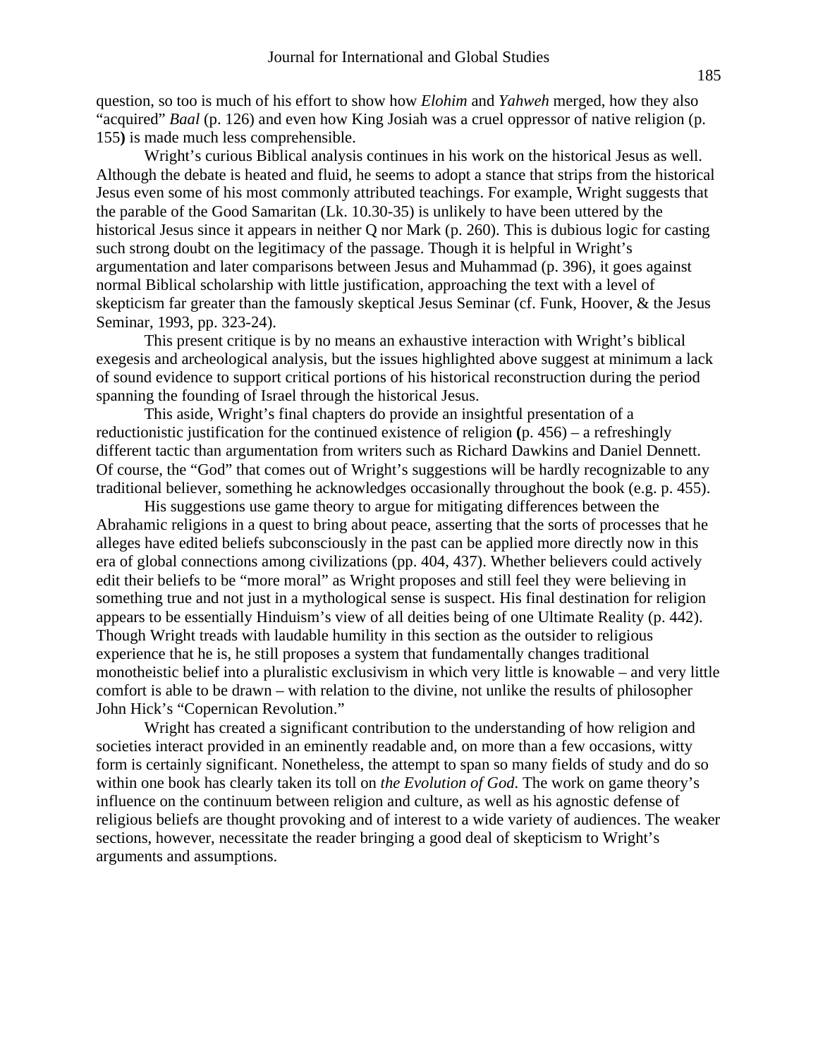question, so too is much of his effort to show how *Elohim* and *Yahweh* merged, how they also "acquired" *Baal* (p. 126) and even how King Josiah was a cruel oppressor of native religion (p. 155**)** is made much less comprehensible.

Wright's curious Biblical analysis continues in his work on the historical Jesus as well. Although the debate is heated and fluid, he seems to adopt a stance that strips from the historical Jesus even some of his most commonly attributed teachings. For example, Wright suggests that the parable of the Good Samaritan (Lk. 10.30-35) is unlikely to have been uttered by the historical Jesus since it appears in neither Q nor Mark (p. 260). This is dubious logic for casting such strong doubt on the legitimacy of the passage. Though it is helpful in Wright's argumentation and later comparisons between Jesus and Muhammad (p. 396), it goes against normal Biblical scholarship with little justification, approaching the text with a level of skepticism far greater than the famously skeptical Jesus Seminar (cf. Funk, Hoover, & the Jesus Seminar, 1993, pp. 323-24).

This present critique is by no means an exhaustive interaction with Wright's biblical exegesis and archeological analysis, but the issues highlighted above suggest at minimum a lack of sound evidence to support critical portions of his historical reconstruction during the period spanning the founding of Israel through the historical Jesus.

This aside, Wright's final chapters do provide an insightful presentation of a reductionistic justification for the continued existence of religion **(**p. 456) – a refreshingly different tactic than argumentation from writers such as Richard Dawkins and Daniel Dennett. Of course, the "God" that comes out of Wright's suggestions will be hardly recognizable to any traditional believer, something he acknowledges occasionally throughout the book (e.g. p. 455).

His suggestions use game theory to argue for mitigating differences between the Abrahamic religions in a quest to bring about peace, asserting that the sorts of processes that he alleges have edited beliefs subconsciously in the past can be applied more directly now in this era of global connections among civilizations (pp. 404, 437). Whether believers could actively edit their beliefs to be "more moral" as Wright proposes and still feel they were believing in something true and not just in a mythological sense is suspect. His final destination for religion appears to be essentially Hinduism's view of all deities being of one Ultimate Reality (p. 442). Though Wright treads with laudable humility in this section as the outsider to religious experience that he is, he still proposes a system that fundamentally changes traditional monotheistic belief into a pluralistic exclusivism in which very little is knowable – and very little comfort is able to be drawn – with relation to the divine, not unlike the results of philosopher John Hick's "Copernican Revolution."

Wright has created a significant contribution to the understanding of how religion and societies interact provided in an eminently readable and, on more than a few occasions, witty form is certainly significant. Nonetheless, the attempt to span so many fields of study and do so within one book has clearly taken its toll on *the Evolution of God*. The work on game theory's influence on the continuum between religion and culture, as well as his agnostic defense of religious beliefs are thought provoking and of interest to a wide variety of audiences. The weaker sections, however, necessitate the reader bringing a good deal of skepticism to Wright's arguments and assumptions.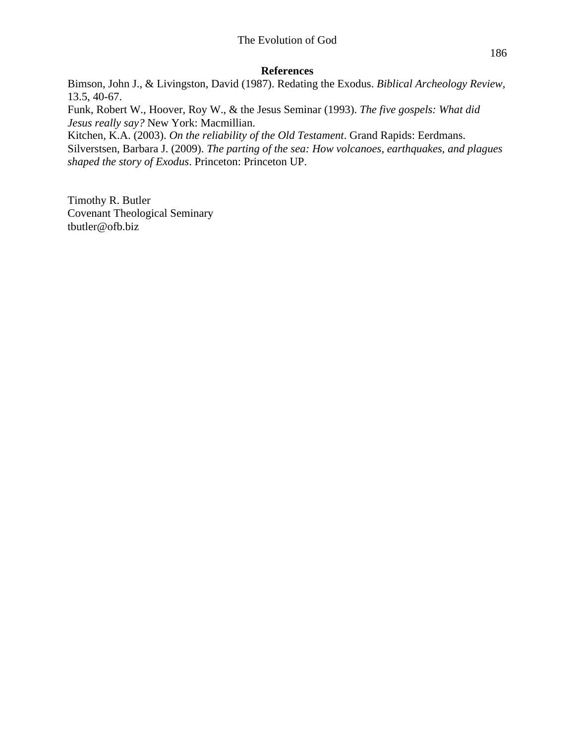## References

Bimson, John J., & Livingston, David (1987). Redating the Exodus. *Biblical Archeology Review*, 13.5, 40-67.

Funk, Robert W., Hoover, Roy W., & the Jesus Seminar (1993). *The five gospels: What did Jesus really say?* New York: Macmillian.

Kitchen, K.A. (2003). *On the reliability of the Old Testament*. Grand Rapids: Eerdmans.

Silverstsen, Barbara J. (2009). *The parting of the sea: How volcanoes, earthquakes, and plagues shaped the story of Exodus*. Princeton: Princeton UP.

Timothy R. Butler
Covenant Theological Seminary
tbutler@ofb.biz